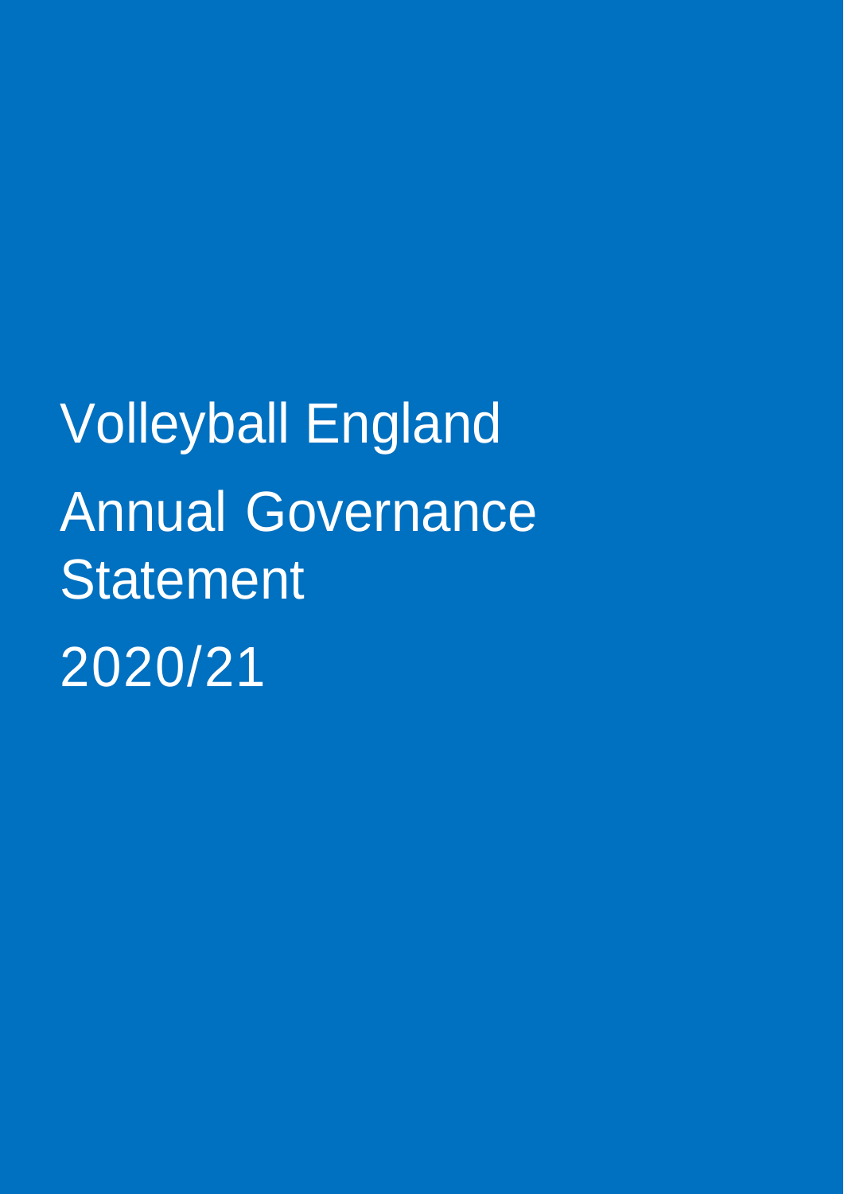# Volleyball England

# Annual Governance Statement

# 2020/21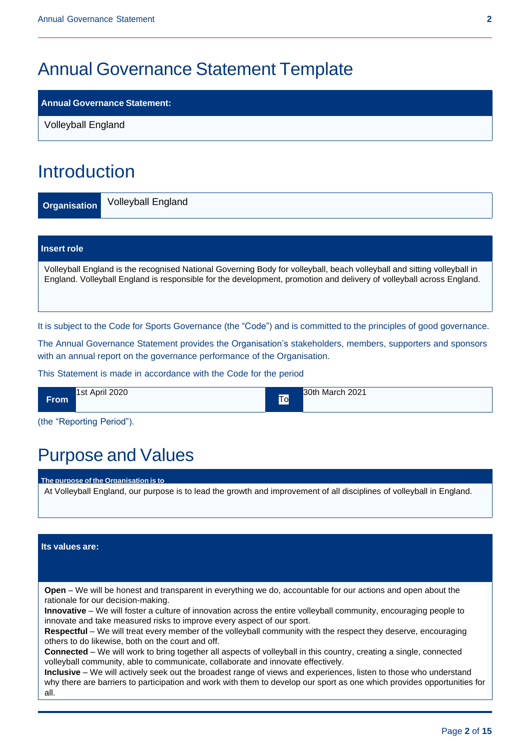# Annual Governance Statement Template

| Annual Governance Statement: |
| --- |
| Volleyball England |

# Introduction

| Organisation | Volleyball England |
| --- | --- |

| Insert role |
| --- |
| Volleyball England is the recognised National Governing Body for volleyball, beach volleyball and sitting volleyball in England. Volleyball England is responsible for the development, promotion and delivery of volleyball across England. |

It is subject to the Code for Sports Governance (the "Code") and is committed to the principles of good governance.

The Annual Governance Statement provides the Organisation's stakeholders, members, supporters and sponsors with an annual report on the governance performance of the Organisation.

This Statement is made in accordance with the Code for the period

| From | 1st April 2020 | To | 30th March 2021 |
| --- | --- | --- | --- |

(the "Reporting Period").

# Purpose and Values

| The purpose of the Organisation is to |
| --- |
| At Volleyball England, our purpose is to lead the growth and improvement of all disciplines of volleyball in England. |

**Its values are:**

**Open** – We will be honest and transparent in everything we do, accountable for our actions and open about the rationale for our decision-making.
**Innovative** – We will foster a culture of innovation across the entire volleyball community, encouraging people to innovate and take measured risks to improve every aspect of our sport.
**Respectful** – We will treat every member of the volleyball community with the respect they deserve, encouraging others to do likewise, both on the court and off.
**Connected** – We will work to bring together all aspects of volleyball in this country, creating a single, connected volleyball community, able to communicate, collaborate and innovate effectively.
**Inclusive** – We will actively seek out the broadest range of views and experiences, listen to those who understand why there are barriers to participation and work with them to develop our sport as one which provides opportunities for all.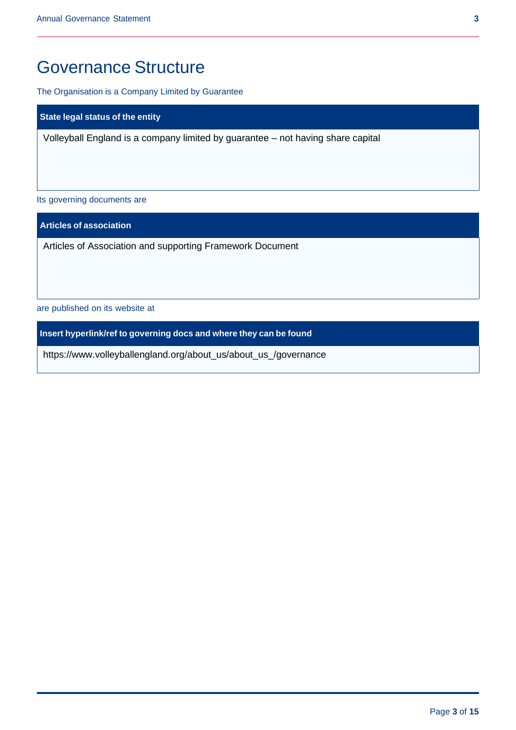# Governance Structure

The Organisation is a Company Limited by Guarantee

| State legal status of the entity |
| --- |
| Volleyball England is a company limited by guarantee – not having share capital |

Its governing documents are

| Articles of association |
| --- |
| Articles of Association and supporting Framework Document |

are published on its website at

| Insert hyperlink/ref to governing docs and where they can be found |
| --- |
| https://www.volleyballengland.org/about_us/about_us_/governance |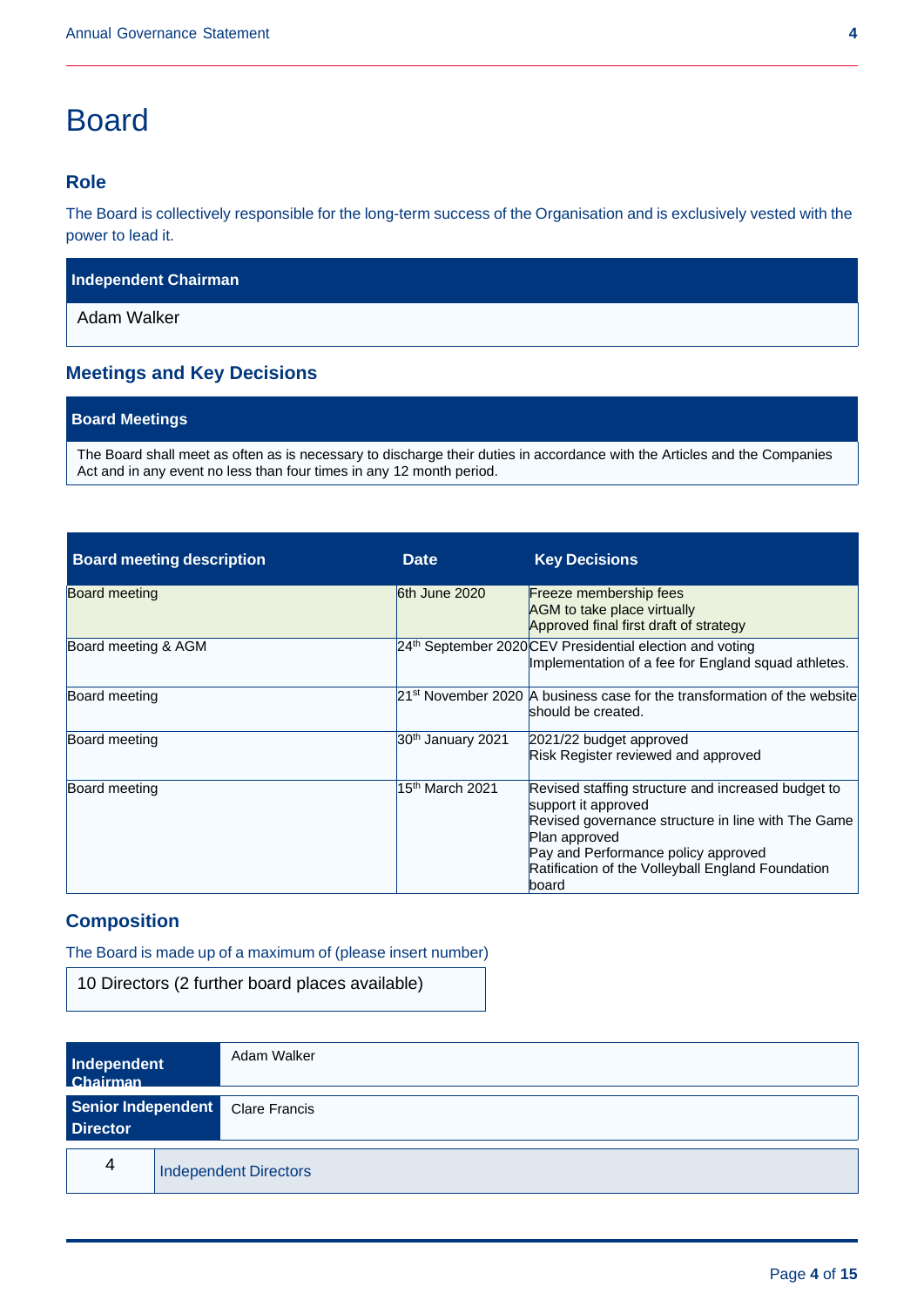# Board

## Role

The Board is collectively responsible for the long-term success of the Organisation and is exclusively vested with the power to lead it.

| Independent Chairman |
|---|
| Adam Walker |

## Meetings and Key Decisions

| Board Meetings |
|---|
| The Board shall meet as often as is necessary to discharge their duties in accordance with the Articles and the Companies Act and in any event no less than four times in any 12 month period. |

| Board meeting description | Date | Key Decisions |
|---|---|---|
| Board meeting | 6th June 2020 | Freeze membership fees<br>AGM to take place virtually<br>Approved final first draft of strategy |
| Board meeting & AGM | 24th September 2020 | CEV Presidential election and voting<br>Implementation of a fee for England squad athletes. |
| Board meeting | 21st November 2020 | A business case for the transformation of the website should be created. |
| Board meeting | 30th January 2021 | 2021/22 budget approved<br>Risk Register reviewed and approved |
| Board meeting | 15th March 2021 | Revised staffing structure and increased budget to support it approved<br>Revised governance structure in line with The Game Plan approved<br>Pay and Performance policy approved<br>Ratification of the Volleyball England Foundation board |

## Composition

The Board is made up of a maximum of (please insert number)

10 Directors (2 further board places available)

| Independent Chairman | Adam Walker |
|---|---|
| **Senior Independent Director** | Clare Francis |

| 4 | Independent Directors |
|---|---|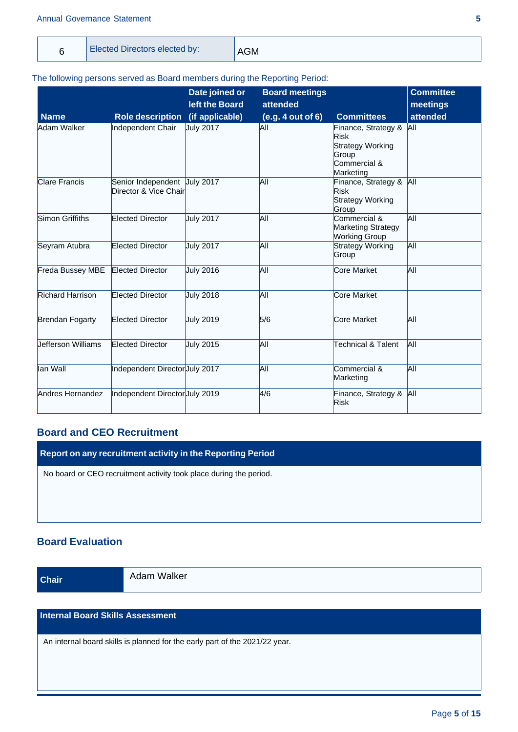| 6 | Elected Directors elected by: | AGM |
|---|---|---|

The following persons served as Board members during the Reporting Period:

| Name | Role description | Date joined or left the Board (if applicable) | Board meetings attended (e.g. 4 out of 6) | Committees | Committee meetings attended |
|---|---|---|---|---|---|
| Adam Walker | Independent Chair | July 2017 | All | Finance, Strategy & Risk<br>Strategy Working Group<br>Commercial & Marketing | All |
| Clare Francis | Senior Independent Director & Vice Chair | July 2017 | All | Finance, Strategy & Risk<br>Strategy Working Group | All |
| Simon Griffiths | Elected Director | July 2017 | All | Commercial & Marketing Strategy Working Group | All |
| Seyram Atubra | Elected Director | July 2017 | All | Strategy Working Group | All |
| Freda Bussey MBE | Elected Director | July 2016 | All | Core Market | All |
| Richard Harrison | Elected Director | July 2018 | All | Core Market | |
| Brendan Fogarty | Elected Director | July 2019 | 5/6 | Core Market | All |
| Jefferson Williams | Elected Director | July 2015 | All | Technical & Talent | All |
| Ian Wall | Independent Director | July 2017 | All | Commercial & Marketing | All |
| Andres Hernandez | Independent Director | July 2019 | 4/6 | Finance, Strategy & Risk | All |

## Board and CEO Recruitment

| Report on any recruitment activity in the Reporting Period |
|---|
| No board or CEO recruitment activity took place during the period. |

## Board Evaluation

| Chair | Adam Walker |
|---|---|

| Internal Board Skills Assessment |
|---|
| An internal board skills is planned for the early part of the 2021/22 year. |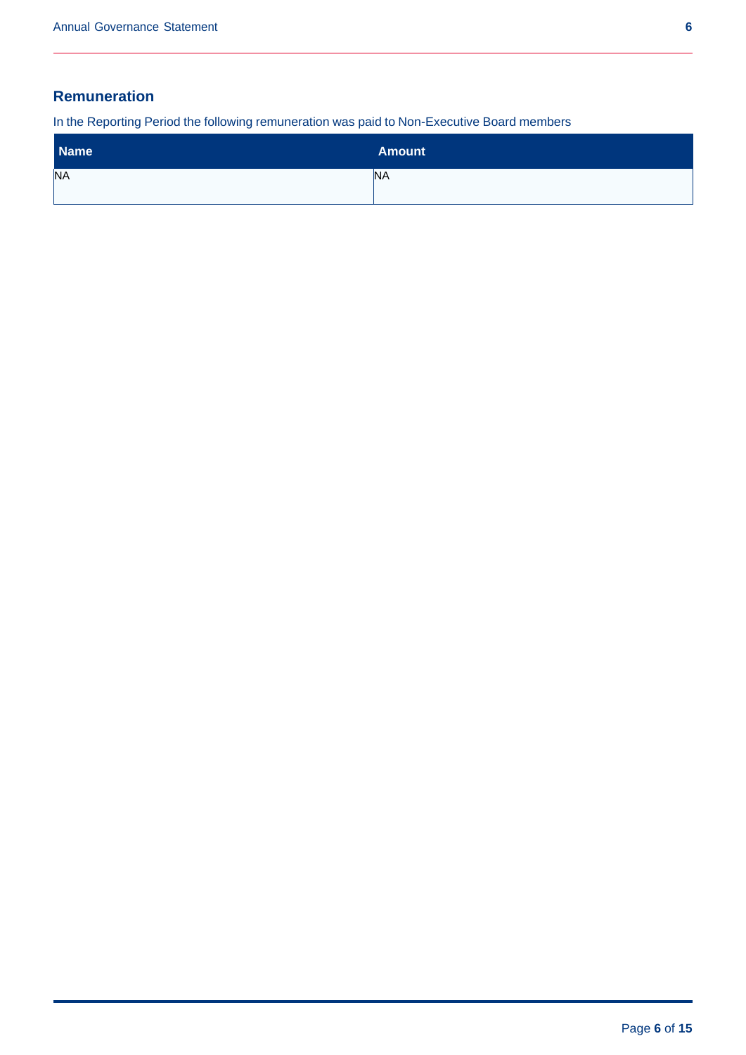## Remuneration

In the Reporting Period the following remuneration was paid to Non-Executive Board members

| Name | Amount |
| --- | --- |
| NA | NA |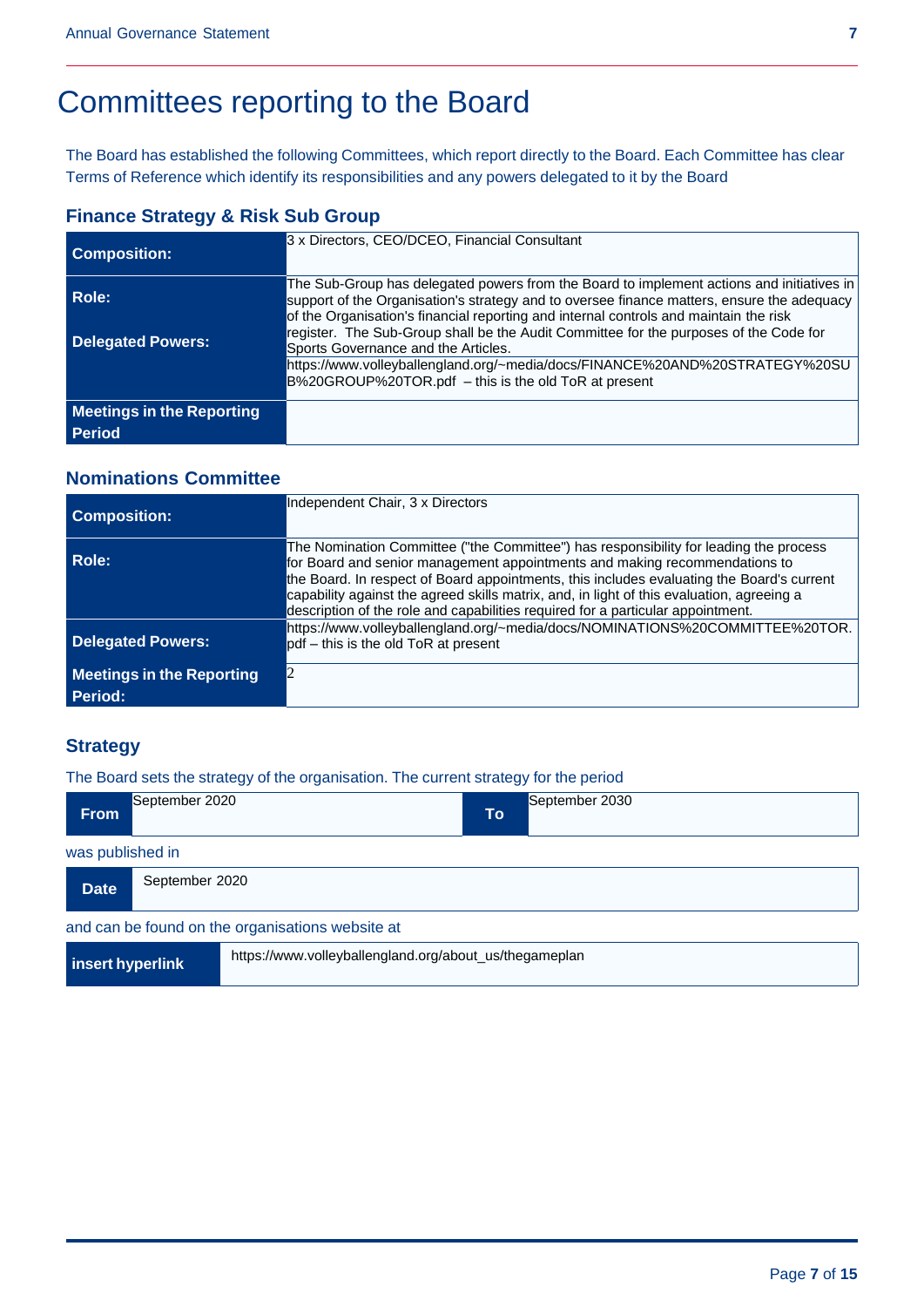# Committees reporting to the Board

The Board has established the following Committees, which report directly to the Board. Each Committee has clear Terms of Reference which identify its responsibilities and any powers delegated to it by the Board

## Finance Strategy & Risk Sub Group

| | |
|---|---|
| **Composition:** | 3 x Directors, CEO/DCEO, Financial Consultant |
| **Role:**<br><br>**Delegated Powers:** | The Sub-Group has delegated powers from the Board to implement actions and initiatives in support of the Organisation's strategy and to oversee finance matters, ensure the adequacy of the Organisation's financial reporting and internal controls and maintain the risk register. The Sub-Group shall be the Audit Committee for the purposes of the Code for Sports Governance and the Articles.<br>https://www.volleyballengland.org/~media/docs/FINANCE%20AND%20STRATEGY%20SUB%20GROUP%20TOR.pdf – this is the old ToR at present |
| **Meetings in the Reporting Period** | |

## Nominations Committee

| | |
|---|---|
| **Composition:** | Independent Chair, 3 x Directors |
| **Role:** | The Nomination Committee ("the Committee") has responsibility for leading the process for Board and senior management appointments and making recommendations to the Board. In respect of Board appointments, this includes evaluating the Board's current capability against the agreed skills matrix, and, in light of this evaluation, agreeing a description of the role and capabilities required for a particular appointment. |
| **Delegated Powers:** | https://www.volleyballengland.org/~media/docs/NOMINATIONS%20COMMITTEE%20TOR.pdf – this is the old ToR at present |
| **Meetings in the Reporting Period:** | 2 |

## Strategy

The Board sets the strategy of the organisation. The current strategy for the period

| **From** | September 2020 | **To** | September 2030 |
|---|---|---|---|

was published in

| **Date** | September 2020 |
|---|---|

and can be found on the organisations website at

| **insert hyperlink** | https://www.volleyballengland.org/about_us/thegameplan |
|---|---|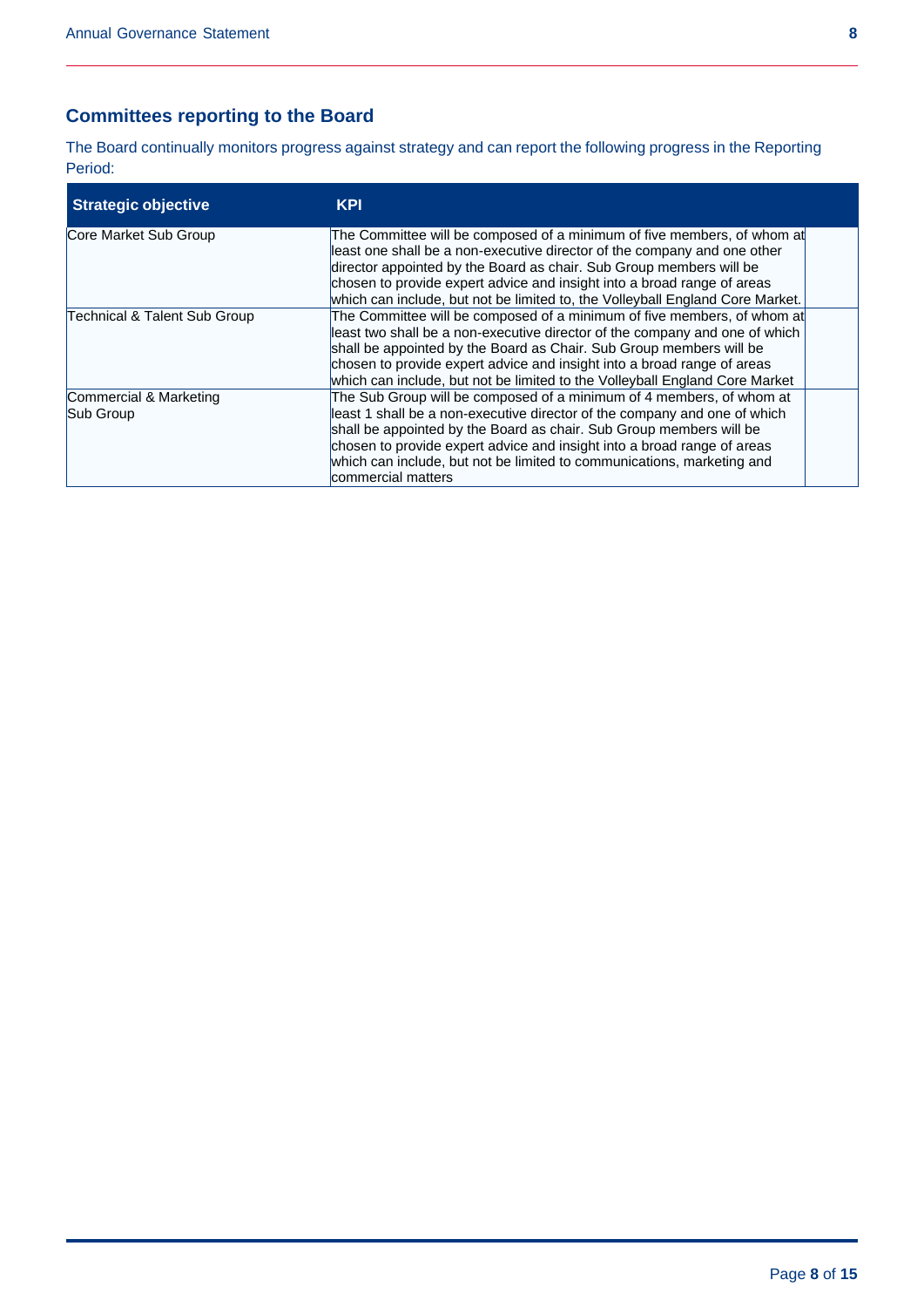## Committees reporting to the Board

The Board continually monitors progress against strategy and can report the following progress in the Reporting Period:

| Strategic objective | KPI | |
|---|---|---|
| Core Market Sub Group | The Committee will be composed of a minimum of five members, of whom at least one shall be a non-executive director of the company and one other director appointed by the Board as chair. Sub Group members will be chosen to provide expert advice and insight into a broad range of areas which can include, but not be limited to, the Volleyball England Core Market. | |
| Technical & Talent Sub Group | The Committee will be composed of a minimum of five members, of whom at least two shall be a non-executive director of the company and one of which shall be appointed by the Board as Chair. Sub Group members will be chosen to provide expert advice and insight into a broad range of areas which can include, but not be limited to the Volleyball England Core Market | |
| Commercial & Marketing Sub Group | The Sub Group will be composed of a minimum of 4 members, of whom at least 1 shall be a non-executive director of the company and one of which shall be appointed by the Board as chair. Sub Group members will be chosen to provide expert advice and insight into a broad range of areas which can include, but not be limited to communications, marketing and commercial matters | |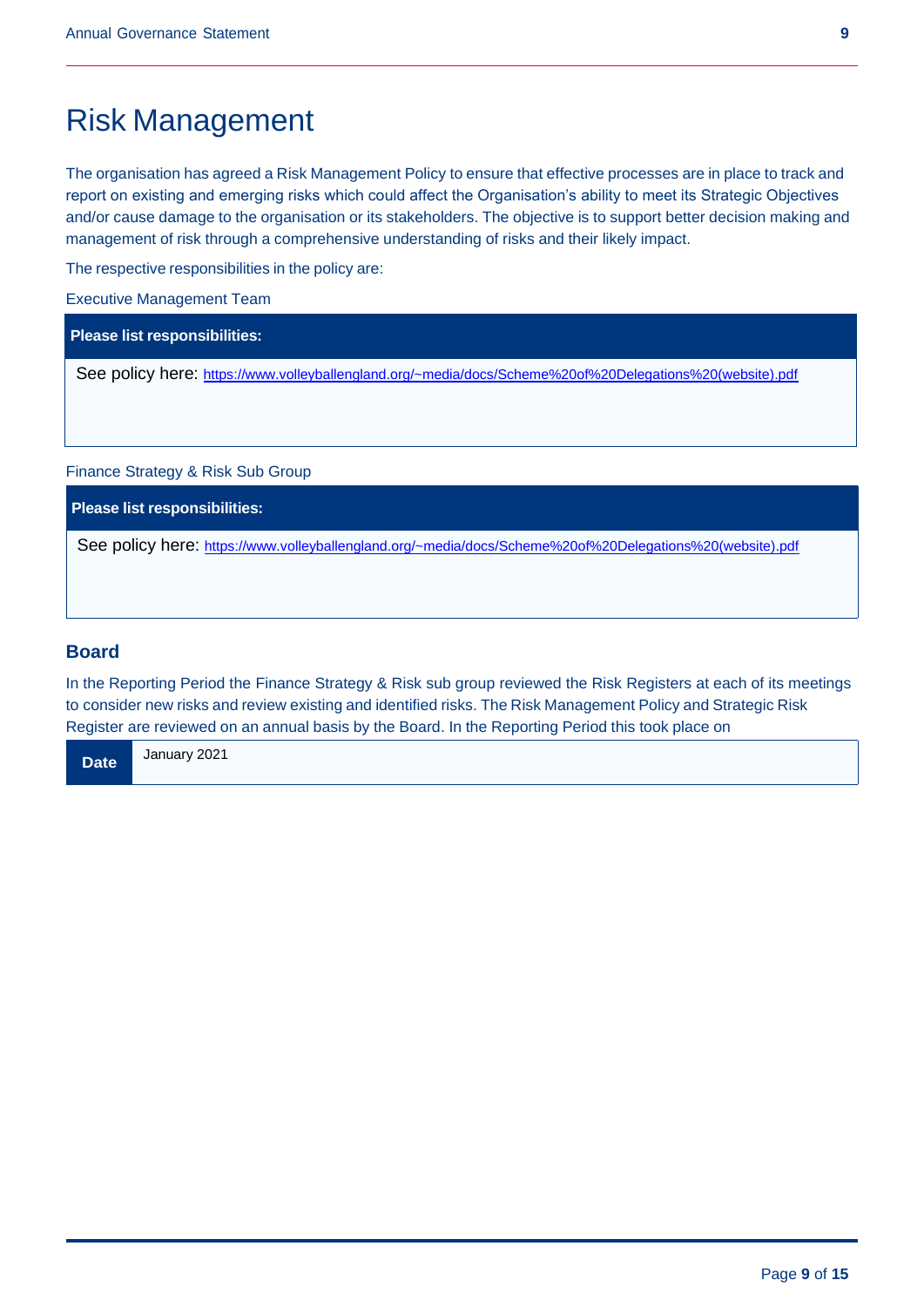# Risk Management

The organisation has agreed a Risk Management Policy to ensure that effective processes are in place to track and report on existing and emerging risks which could affect the Organisation's ability to meet its Strategic Objectives and/or cause damage to the organisation or its stakeholders. The objective is to support better decision making and management of risk through a comprehensive understanding of risks and their likely impact.

The respective responsibilities in the policy are:

Executive Management Team

| **Please list responsibilities:** |
|---|
| See policy here: https://www.volleyballengland.org/~media/docs/Scheme%20of%20Delegations%20(website).pdf |

Finance Strategy & Risk Sub Group

| **Please list responsibilities:** |
|---|
| See policy here: https://www.volleyballengland.org/~media/docs/Scheme%20of%20Delegations%20(website).pdf |

### Board

In the Reporting Period the Finance Strategy & Risk sub group reviewed the Risk Registers at each of its meetings to consider new risks and review existing and identified risks. The Risk Management Policy and Strategic Risk Register are reviewed on an annual basis by the Board. In the Reporting Period this took place on

| **Date** | January 2021 |
|---|---|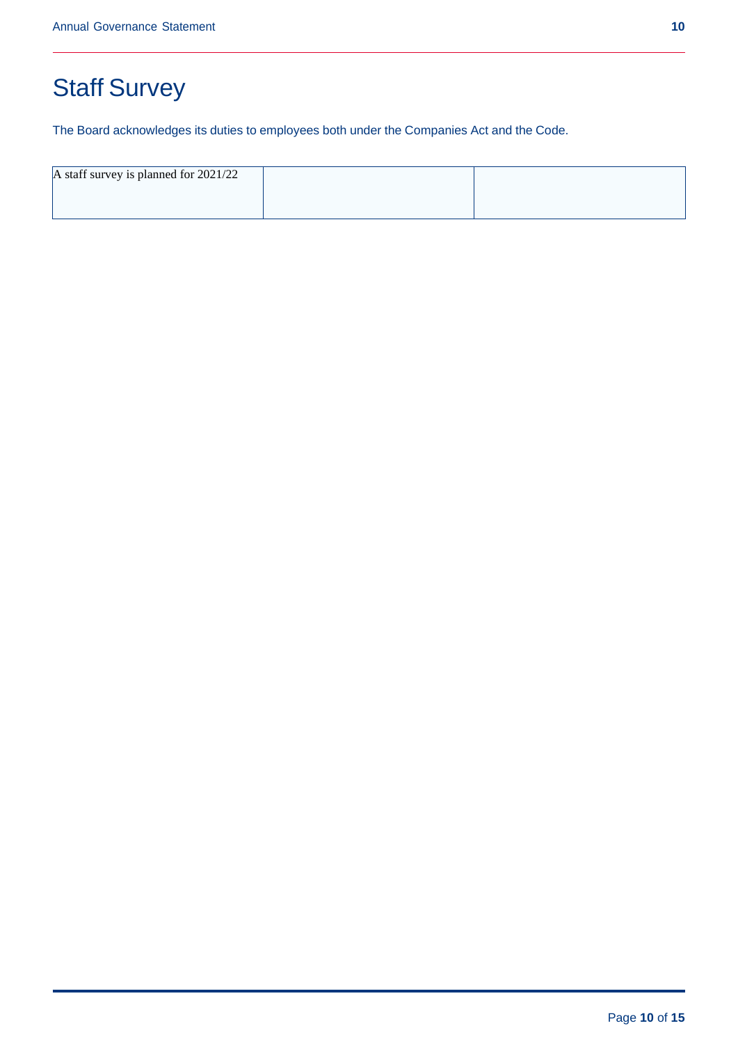# Staff Survey

The Board acknowledges its duties to employees both under the Companies Act and the Code.

| A staff survey is planned for 2021/22 | | |
|---|---|---|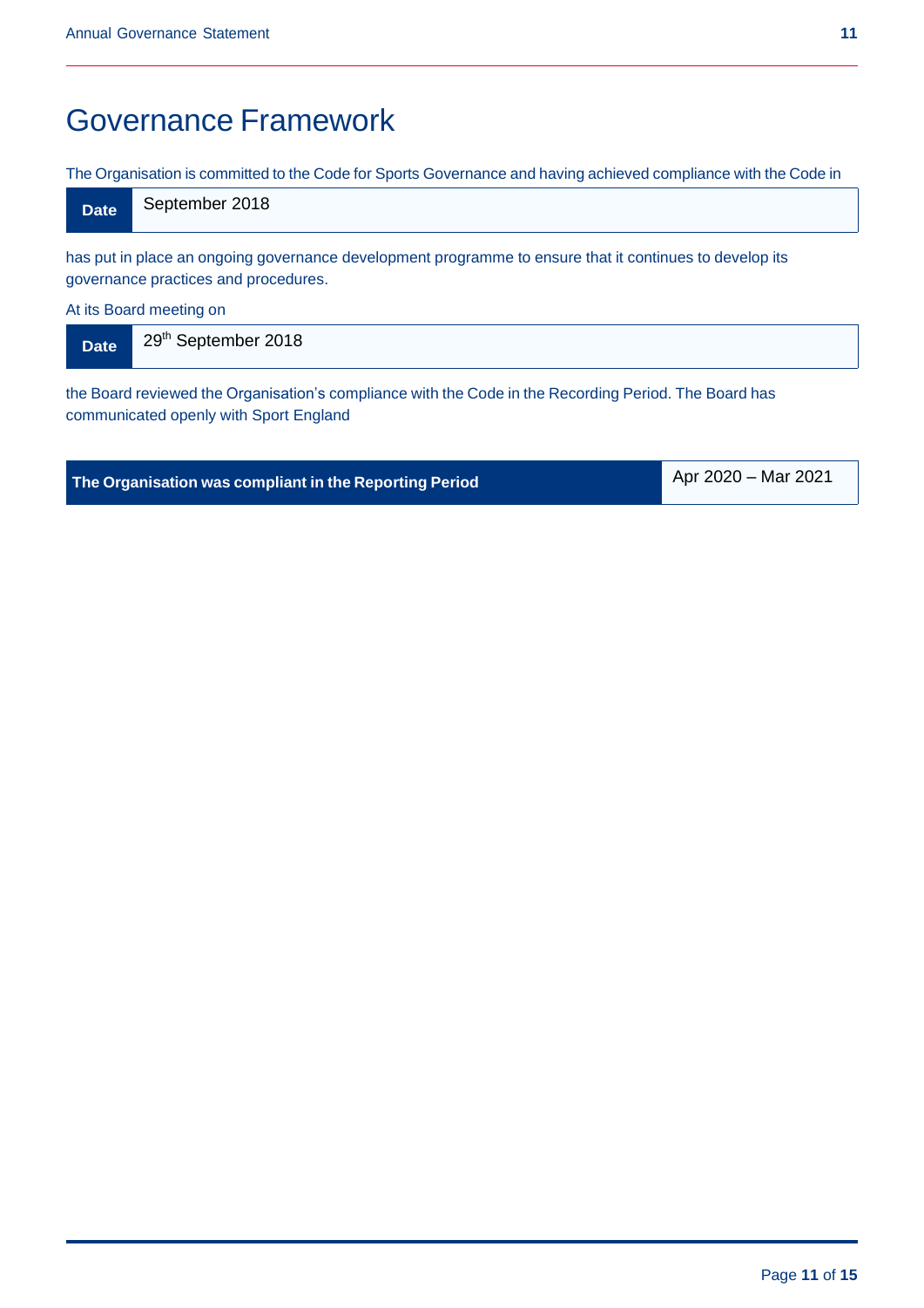# Governance Framework

The Organisation is committed to the Code for Sports Governance and having achieved compliance with the Code in

| Date | September 2018 |
|---|---|

has put in place an ongoing governance development programme to ensure that it continues to develop its governance practices and procedures.

At its Board meeting on

| Date | 29th September 2018 |
|---|---|

the Board reviewed the Organisation's compliance with the Code in the Recording Period. The Board has communicated openly with Sport England

| The Organisation was compliant in the Reporting Period | Apr 2020 – Mar 2021 |
|---|---|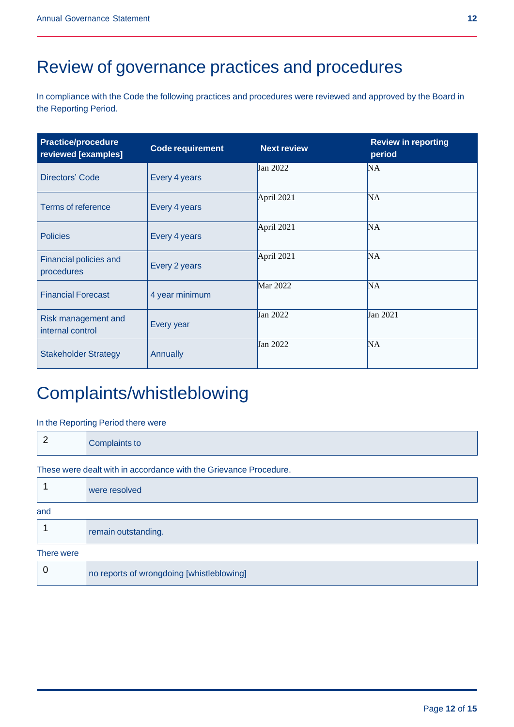# Review of governance practices and procedures

In compliance with the Code the following practices and procedures were reviewed and approved by the Board in the Reporting Period.

| Practice/procedure reviewed [examples] | Code requirement | Next review | Review in reporting period |
|---|---|---|---|
| Directors' Code | Every 4 years | Jan 2022 | NA |
| Terms of reference | Every 4 years | April 2021 | NA |
| Policies | Every 4 years | April 2021 | NA |
| Financial policies and procedures | Every 2 years | April 2021 | NA |
| Financial Forecast | 4 year minimum | Mar 2022 | NA |
| Risk management and internal control | Every year | Jan 2022 | Jan 2021 |
| Stakeholder Strategy | Annually | Jan 2022 | NA |

# Complaints/whistleblowing

In the Reporting Period there were

| 2 | Complaints to |
|---|---|

These were dealt with in accordance with the Grievance Procedure.

| 1 | were resolved |
|---|---|

and

| 1 | remain outstanding. |
|---|---|

There were

| 0 | no reports of wrongdoing [whistleblowing] |
|---|---|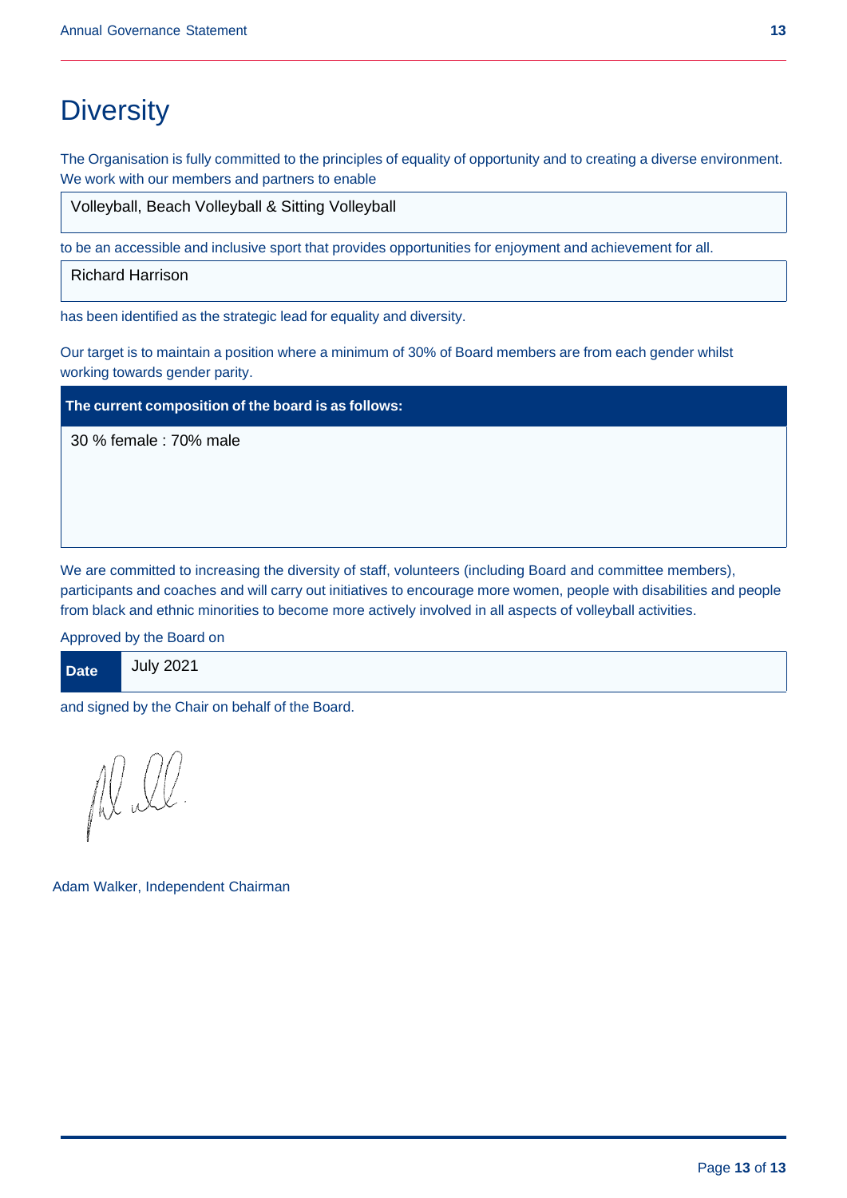# Diversity

The Organisation is fully committed to the principles of equality of opportunity and to creating a diverse environment. We work with our members and partners to enable

Volleyball, Beach Volleyball & Sitting Volleyball

to be an accessible and inclusive sport that provides opportunities for enjoyment and achievement for all.

Richard Harrison

has been identified as the strategic lead for equality and diversity.

Our target is to maintain a position where a minimum of 30% of Board members are from each gender whilst working towards gender parity.

| The current composition of the board is as follows: |
|---|
| 30 % female : 70% male |

We are committed to increasing the diversity of staff, volunteers (including Board and committee members), participants and coaches and will carry out initiatives to encourage more women, people with disabilities and people from black and ethnic minorities to become more actively involved in all aspects of volleyball activities.

Approved by the Board on

| | |
|---|---|
| **Date** | July 2021 |

and signed by the Chair on behalf of the Board.

Adam Walker, Independent Chairman